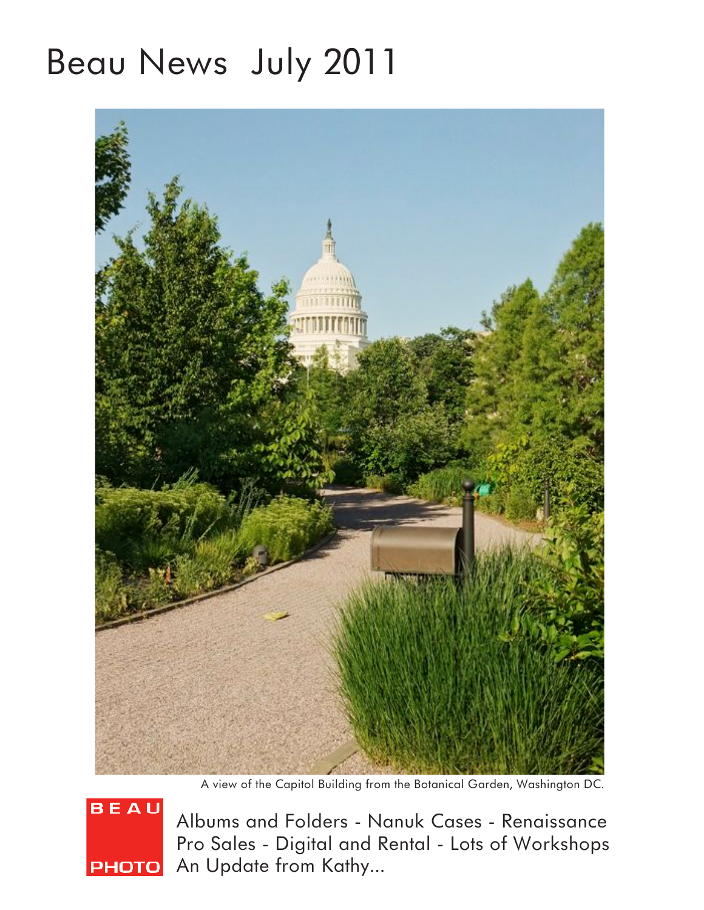# Beau News July 2011

A view of the Capitol Building from the Botanical Garden, Washington DC.

BEAU PHOTO

Albums and Folders - Nanuk Cases - Renaissance
Pro Sales - Digital and Rental - Lots of Workshops
An Update from Kathy...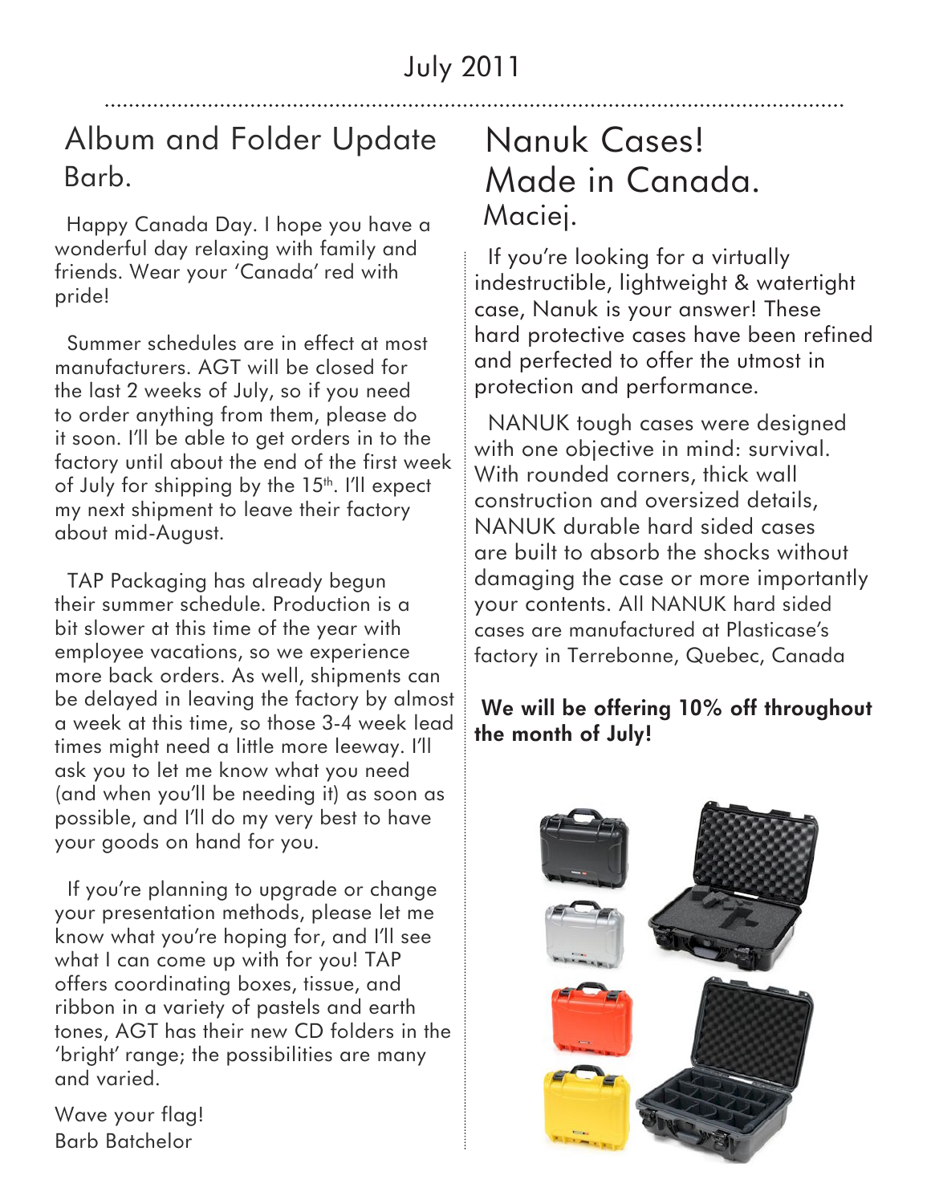July 2011

## Album and Folder Update

Barb.

Happy Canada Day. I hope you have a wonderful day relaxing with family and friends. Wear your 'Canada' red with pride!

Summer schedules are in effect at most manufacturers. AGT will be closed for the last 2 weeks of July, so if you need to order anything from them, please do it soon. I'll be able to get orders in to the factory until about the end of the first week of July for shipping by the 15th. I'll expect my next shipment to leave their factory about mid-August.

TAP Packaging has already begun their summer schedule. Production is a bit slower at this time of the year with employee vacations, so we experience more back orders. As well, shipments can be delayed in leaving the factory by almost a week at this time, so those 3-4 week lead times might need a little more leeway. I'll ask you to let me know what you need (and when you'll be needing it) as soon as possible, and I'll do my very best to have your goods on hand for you.

If you're planning to upgrade or change your presentation methods, please let me know what you're hoping for, and I'll see what I can come up with for you! TAP offers coordinating boxes, tissue, and ribbon in a variety of pastels and earth tones, AGT has their new CD folders in the 'bright' range; the possibilities are many and varied.

Wave your flag!
Barb Batchelor

## Nanuk Cases! Made in Canada.

Maciej.

If you're looking for a virtually indestructible, lightweight & watertight case, Nanuk is your answer! These hard protective cases have been refined and perfected to offer the utmost in protection and performance.

NANUK tough cases were designed with one objective in mind: survival. With rounded corners, thick wall construction and oversized details, NANUK durable hard sided cases are built to absorb the shocks without damaging the case or more importantly your contents. All NANUK hard sided cases are manufactured at Plasticase's factory in Terrebonne, Quebec, Canada

**We will be offering 10% off throughout the month of July!**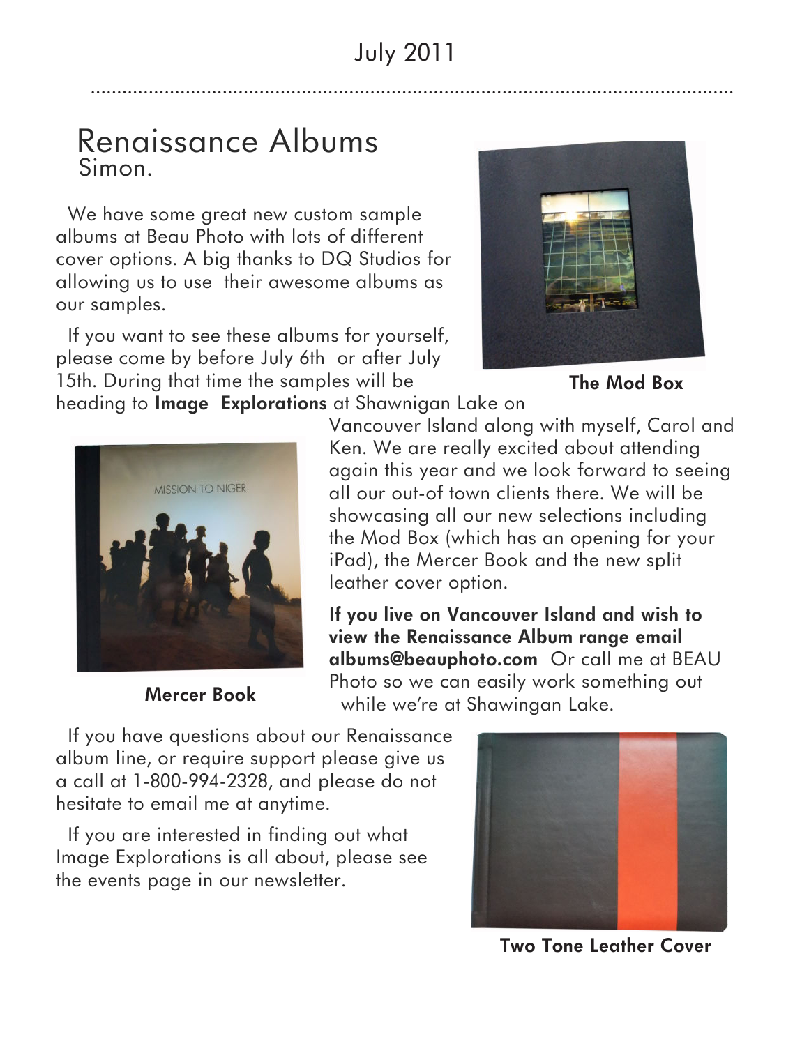# Renaissance Albums

Simon.

We have some great new custom sample albums at Beau Photo with lots of different cover options. A big thanks to DQ Studios for allowing us to use their awesome albums as our samples.

If you want to see these albums for yourself, please come by before July 6th or after July 15th. During that time the samples will be heading to **Image Explorations** at Shawnigan Lake on Vancouver Island along with myself, Carol and Ken. We are really excited about attending again this year and we look forward to seeing all our out-of town clients there. We will be showcasing all our new selections including the Mod Box (which has an opening for your iPad), the Mercer Book and the new split leather cover option.

**If you live on Vancouver Island and wish to view the Renaissance Album range email albums@beauphoto.com** Or call me at BEAU Photo so we can easily work something out while we're at Shawingan Lake.

If you have questions about our Renaissance album line, or require support please give us a call at 1-800-994-2328, and please do not hesitate to email me at anytime.

If you are interested in finding out what Image Explorations is all about, please see the events page in our newsletter.

**The Mod Box**

**Mercer Book**

**Two Tone Leather Cover**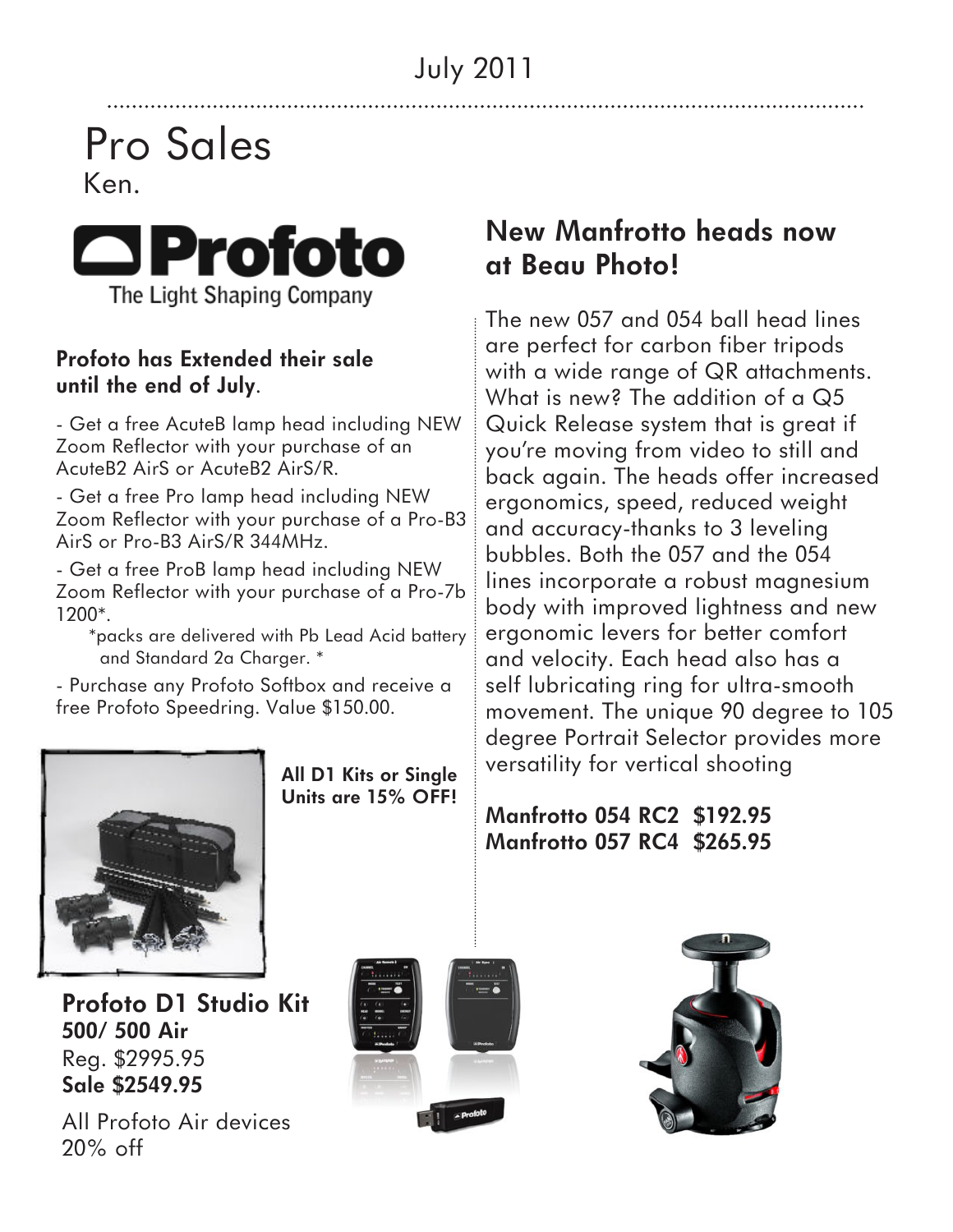July 2011

# Pro Sales

Ken.

Profoto
The Light Shaping Company

**Profoto has Extended their sale until the end of July.**

- Get a free AcuteB lamp head including NEW Zoom Reflector with your purchase of an AcuteB2 AirS or AcuteB2 AirS/R.

- Get a free Pro lamp head including NEW Zoom Reflector with your purchase of a Pro-B3 AirS or Pro-B3 AirS/R 344MHz.

- Get a free ProB lamp head including NEW Zoom Reflector with your purchase of a Pro-7b 1200*.

  *packs are delivered with Pb Lead Acid battery and Standard 2a Charger. *

- Purchase any Profoto Softbox and receive a free Profoto Speedring. Value $150.00.

**All D1 Kits or Single Units are 15% OFF!**

## Profoto D1 Studio Kit

**500/ 500 Air**

Reg. $2995.95

**Sale $2549.95**

All Profoto Air devices 20% off

## New Manfrotto heads now at Beau Photo!

The new 057 and 054 ball head lines are perfect for carbon fiber tripods with a wide range of QR attachments. What is new? The addition of a Q5 Quick Release system that is great if you're moving from video to still and back again. The heads offer increased ergonomics, speed, reduced weight and accuracy-thanks to 3 leveling bubbles. Both the 057 and the 054 lines incorporate a robust magnesium body with improved lightness and new ergonomic levers for better comfort and velocity. Each head also has a self lubricating ring for ultra-smooth movement. The unique 90 degree to 105 degree Portrait Selector provides more versatility for vertical shooting

**Manfrotto 054 RC2 $192.95**
**Manfrotto 057 RC4 $265.95**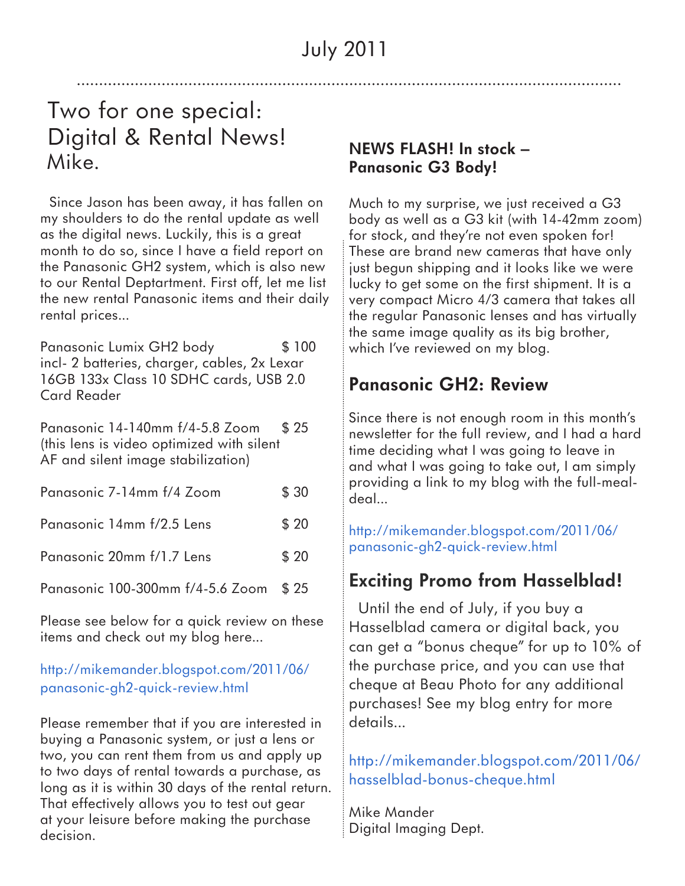July 2011

# Two for one special: Digital & Rental News! Mike.

Since Jason has been away, it has fallen on my shoulders to do the rental update as well as the digital news. Luckily, this is a great month to do so, since I have a field report on the Panasonic GH2 system, which is also new to our Rental Deptartment. First off, let me list the new rental Panasonic items and their daily rental prices...

| Item | Price |
|---|---|
| Panasonic Lumix GH2 body incl- 2 batteries, charger, cables, 2x Lexar 16GB 133x Class 10 SDHC cards, USB 2.0 Card Reader | $ 100 |
| Panasonic 14-140mm f/4-5.8 Zoom (this lens is video optimized with silent AF and silent image stabilization) | $ 25 |
| Panasonic 7-14mm f/4 Zoom | $ 30 |
| Panasonic 14mm f/2.5 Lens | $ 20 |
| Panasonic 20mm f/1.7 Lens | $ 20 |
| Panasonic 100-300mm f/4-5.6 Zoom | $ 25 |

Please see below for a quick review on these items and check out my blog here...

http://mikemander.blogspot.com/2011/06/panasonic-gh2-quick-review.html

Please remember that if you are interested in buying a Panasonic system, or just a lens or two, you can rent them from us and apply up to two days of rental towards a purchase, as long as it is within 30 days of the rental return. That effectively allows you to test out gear at your leisure before making the purchase decision.

## NEWS FLASH! In stock – Panasonic G3 Body!

Much to my surprise, we just received a G3 body as well as a G3 kit (with 14-42mm zoom) for stock, and they're not even spoken for! These are brand new cameras that have only just begun shipping and it looks like we were lucky to get some on the first shipment. It is a very compact Micro 4/3 camera that takes all the regular Panasonic lenses and has virtually the same image quality as its big brother, which I've reviewed on my blog.

## Panasonic GH2: Review

Since there is not enough room in this month's newsletter for the full review, and I had a hard time deciding what I was going to leave in and what I was going to take out, I am simply providing a link to my blog with the full-meal-deal...

http://mikemander.blogspot.com/2011/06/panasonic-gh2-quick-review.html

## Exciting Promo from Hasselblad!

Until the end of July, if you buy a Hasselblad camera or digital back, you can get a "bonus cheque" for up to 10% of the purchase price, and you can use that cheque at Beau Photo for any additional purchases! See my blog entry for more details...

http://mikemander.blogspot.com/2011/06/hasselblad-bonus-cheque.html

Mike Mander
Digital Imaging Dept.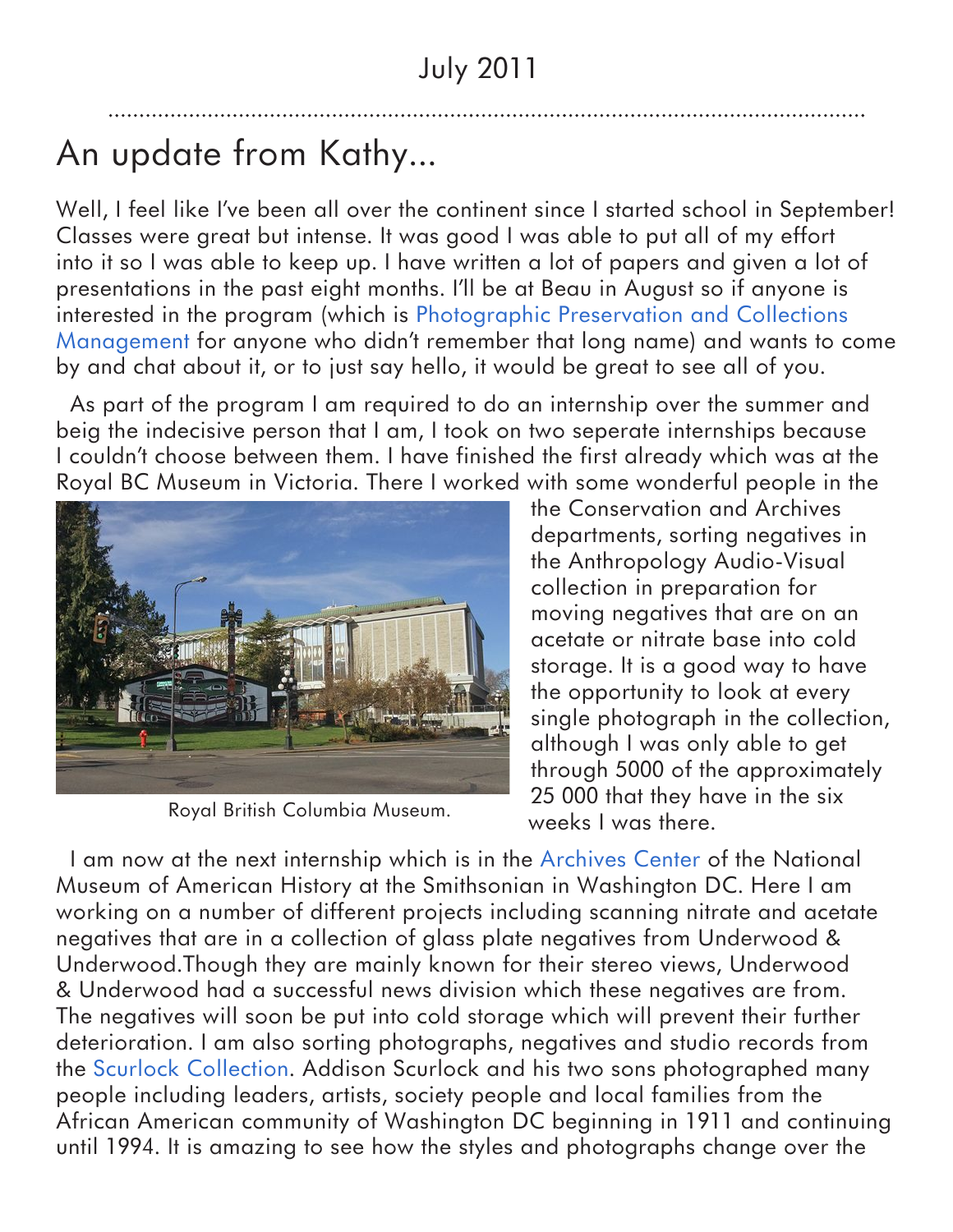July 2011

# An update from Kathy...

Well, I feel like I've been all over the continent since I started school in September! Classes were great but intense. It was good I was able to put all of my effort into it so I was able to keep up. I have written a lot of papers and given a lot of presentations in the past eight months. I'll be at Beau in August so if anyone is interested in the program (which is Photographic Preservation and Collections Management for anyone who didn't remember that long name) and wants to come by and chat about it, or to just say hello, it would be great to see all of you.

As part of the program I am required to do an internship over the summer and beig the indecisive person that I am, I took on two seperate internships because I couldn't choose between them. I have finished the first already which was at the Royal BC Museum in Victoria. There I worked with some wonderful people in the the Conservation and Archives departments, sorting negatives in the Anthropology Audio-Visual collection in preparation for moving negatives that are on an acetate or nitrate base into cold storage. It is a good way to have the opportunity to look at every single photograph in the collection, although I was only able to get through 5000 of the approximately 25 000 that they have in the six weeks I was there.

Royal British Columbia Museum.

I am now at the next internship which is in the Archives Center of the National Museum of American History at the Smithsonian in Washington DC. Here I am working on a number of different projects including scanning nitrate and acetate negatives that are in a collection of glass plate negatives from Underwood & Underwood.Though they are mainly known for their stereo views, Underwood & Underwood had a successful news division which these negatives are from. The negatives will soon be put into cold storage which will prevent their further deterioration. I am also sorting photographs, negatives and studio records from the Scurlock Collection. Addison Scurlock and his two sons photographed many people including leaders, artists, society people and local families from the African American community of Washington DC beginning in 1911 and continuing until 1994. It is amazing to see how the styles and photographs change over the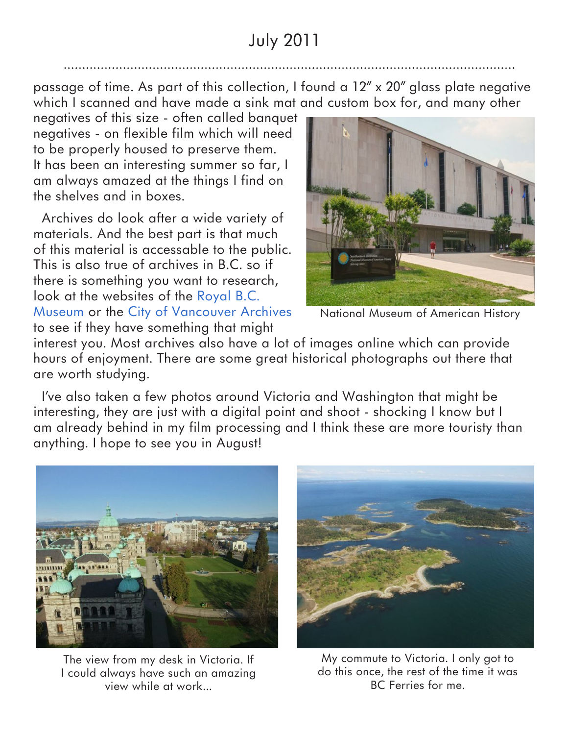passage of time. As part of this collection, I found a 12" x 20" glass plate negative which I scanned and have made a sink mat and custom box for, and many other negatives of this size - often called banquet negatives - on flexible film which will need to be properly housed to preserve them. It has been an interesting summer so far, I am always amazed at the things I find on the shelves and in boxes.

Archives do look after a wide variety of materials. And the best part is that much of this material is accessable to the public. This is also true of archives in B.C. so if there is something you want to research, look at the websites of the Royal B.C. Museum or the City of Vancouver Archives to see if they have something that might interest you. Most archives also have a lot of images online which can provide hours of enjoyment. There are some great historical photographs out there that are worth studying.

National Museum of American History

I've also taken a few photos around Victoria and Washington that might be interesting, they are just with a digital point and shoot - shocking I know but I am already behind in my film processing and I think these are more touristy than anything. I hope to see you in August!

The view from my desk in Victoria. If I could always have such an amazing view while at work...

My commute to Victoria. I only got to do this once, the rest of the time it was BC Ferries for me.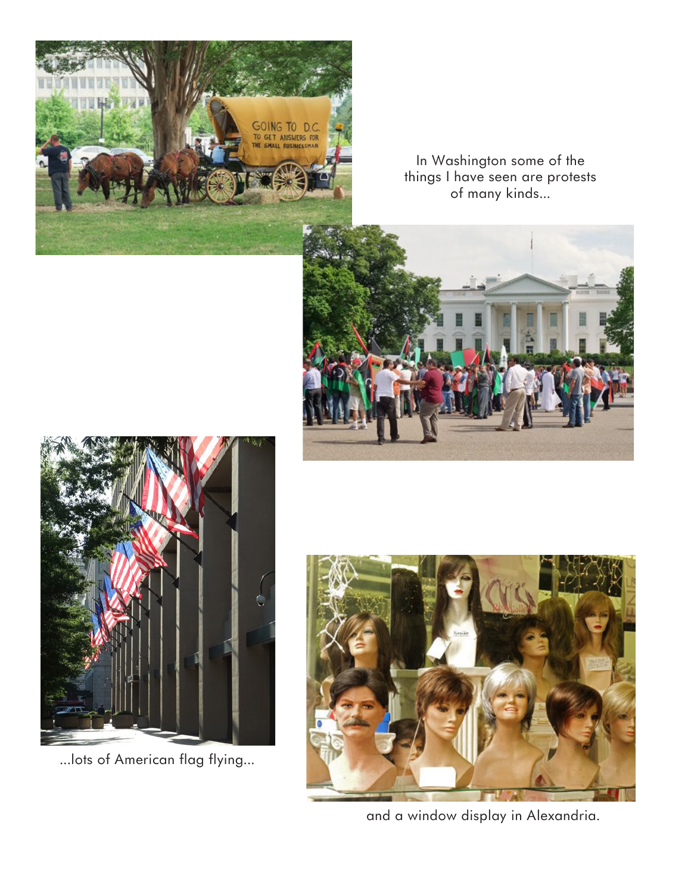In Washington some of the things I have seen are protests of many kinds...

...lots of American flag flying...

and a window display in Alexandria.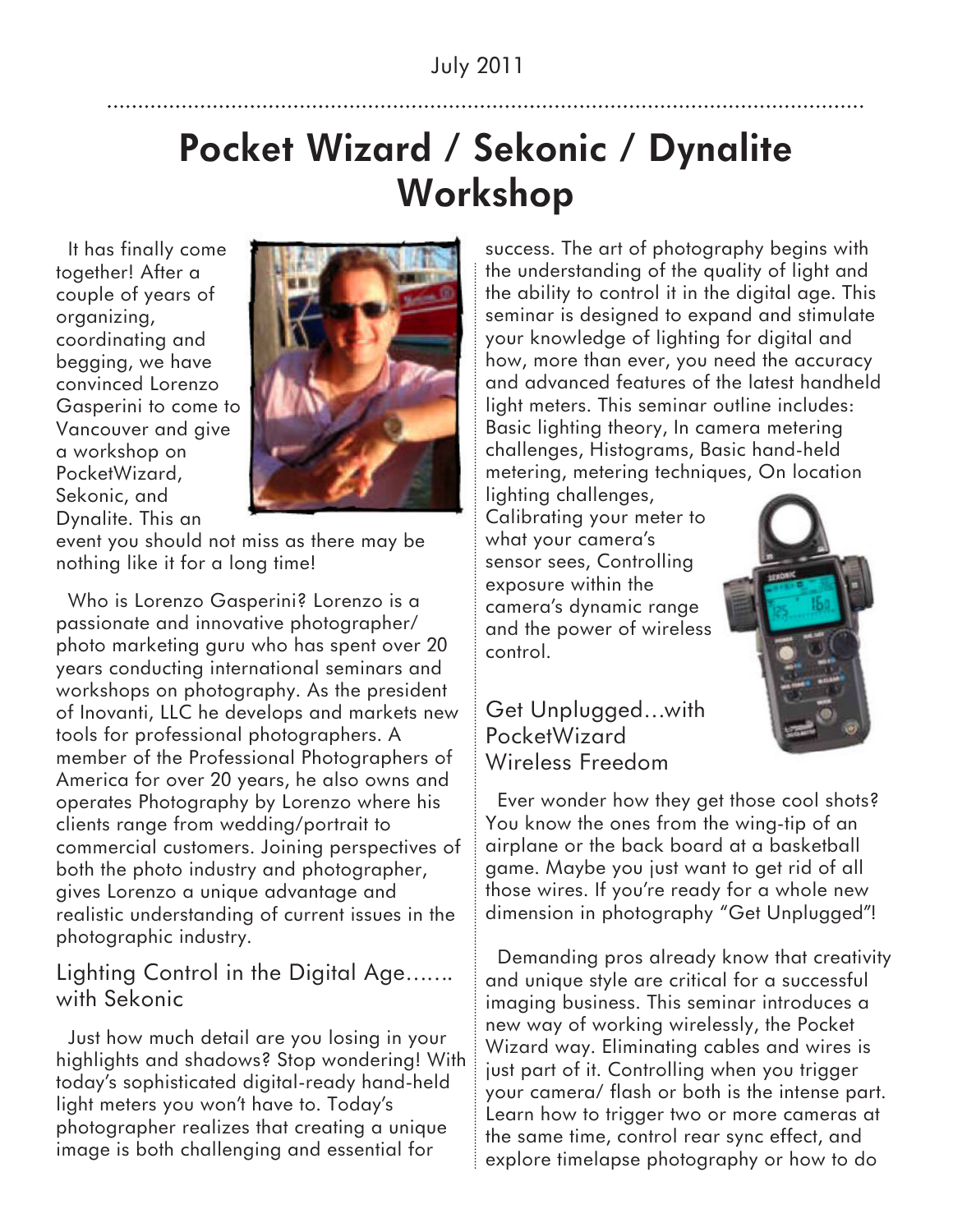July 2011

# Pocket Wizard / Sekonic / Dynalite Workshop

It has finally come together! After a couple of years of organizing, coordinating and begging, we have convinced Lorenzo Gasperini to come to Vancouver and give a workshop on PocketWizard, Sekonic, and Dynalite. This an event you should not miss as there may be nothing like it for a long time!

Who is Lorenzo Gasperini? Lorenzo is a passionate and innovative photographer/ photo marketing guru who has spent over 20 years conducting international seminars and workshops on photography. As the president of Inovanti, LLC he develops and markets new tools for professional photographers. A member of the Professional Photographers of America for over 20 years, he also owns and operates Photography by Lorenzo where his clients range from wedding/portrait to commercial customers. Joining perspectives of both the photo industry and photographer, gives Lorenzo a unique advantage and realistic understanding of current issues in the photographic industry.

## Lighting Control in the Digital Age……. with Sekonic

Just how much detail are you losing in your highlights and shadows? Stop wondering! With today's sophisticated digital-ready hand-held light meters you won't have to. Today's photographer realizes that creating a unique image is both challenging and essential for success. The art of photography begins with the understanding of the quality of light and the ability to control it in the digital age. This seminar is designed to expand and stimulate your knowledge of lighting for digital and how, more than ever, you need the accuracy and advanced features of the latest handheld light meters. This seminar outline includes: Basic lighting theory, In camera metering challenges, Histograms, Basic hand-held metering, metering techniques, On location lighting challenges, Calibrating your meter to what your camera's sensor sees, Controlling exposure within the camera's dynamic range and the power of wireless control.

## Get Unplugged…with PocketWizard Wireless Freedom

Ever wonder how they get those cool shots? You know the ones from the wing-tip of an airplane or the back board at a basketball game. Maybe you just want to get rid of all those wires. If you're ready for a whole new dimension in photography "Get Unplugged"!

Demanding pros already know that creativity and unique style are critical for a successful imaging business. This seminar introduces a new way of working wirelessly, the Pocket Wizard way. Eliminating cables and wires is just part of it. Controlling when you trigger your camera/ flash or both is the intense part. Learn how to trigger two or more cameras at the same time, control rear sync effect, and explore timelapse photography or how to do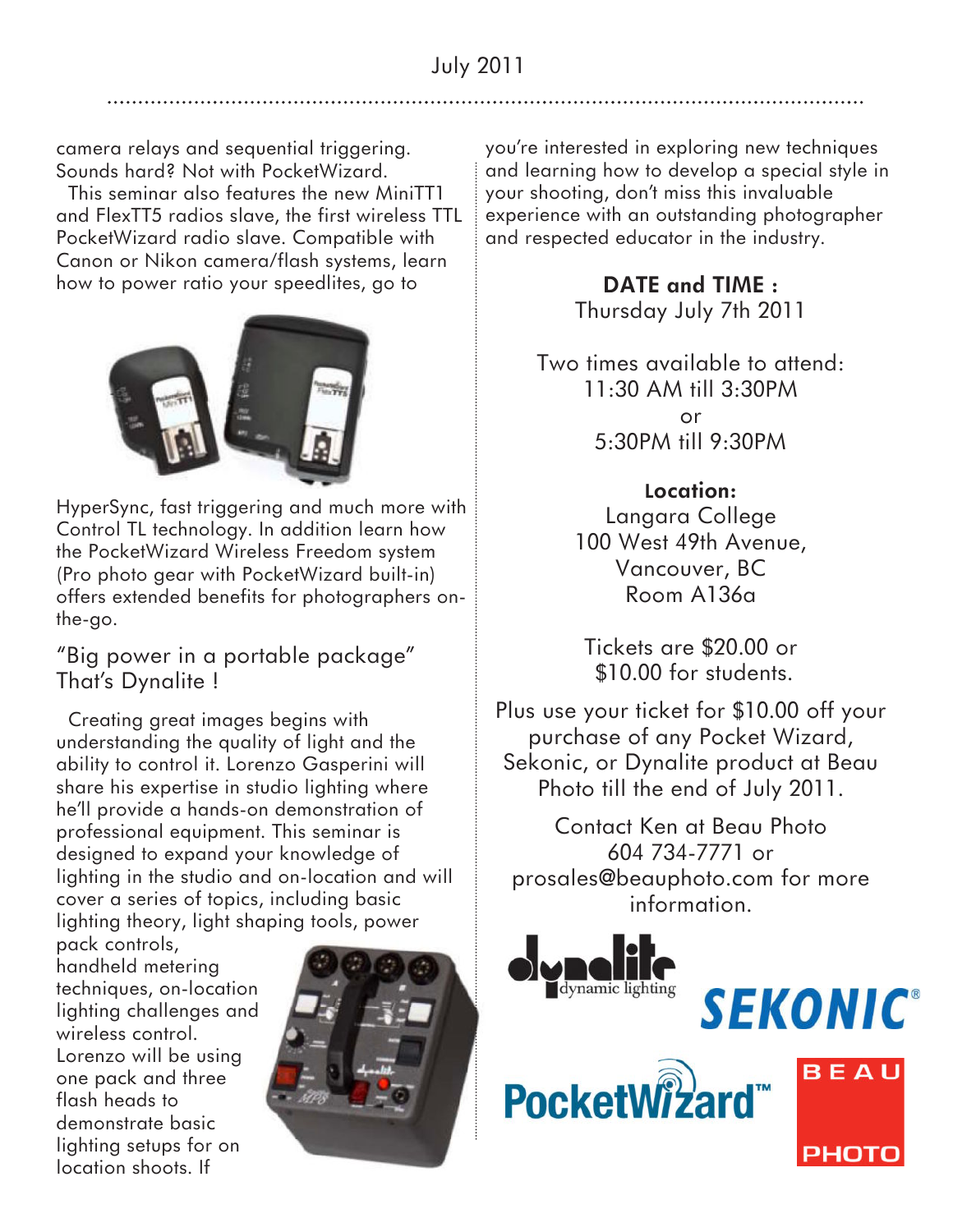camera relays and sequential triggering. Sounds hard? Not with PocketWizard.

This seminar also features the new MiniTT1 and FlexTT5 radios slave, the first wireless TTL PocketWizard radio slave. Compatible with Canon or Nikon camera/flash systems, learn how to power ratio your speedlites, go to HyperSync, fast triggering and much more with Control TL technology. In addition learn how the PocketWizard Wireless Freedom system (Pro photo gear with PocketWizard built-in) offers extended benefits for photographers on-the-go.

## "Big power in a portable package" That's Dynalite !

Creating great images begins with understanding the quality of light and the ability to control it. Lorenzo Gasperini will share his expertise in studio lighting where he'll provide a hands-on demonstration of professional equipment. This seminar is designed to expand your knowledge of lighting in the studio and on-location and will cover a series of topics, including basic lighting theory, light shaping tools, power pack controls, handheld metering techniques, on-location lighting challenges and wireless control. Lorenzo will be using one pack and three flash heads to demonstrate basic lighting setups for on location shoots. If you're interested in exploring new techniques and learning how to develop a special style in your shooting, don't miss this invaluable experience with an outstanding photographer and respected educator in the industry.

**DATE and TIME :**
Thursday July 7th 2011

Two times available to attend:
11:30 AM till 3:30PM
or
5:30PM till 9:30PM

**Location:**
Langara College
100 West 49th Avenue,
Vancouver, BC
Room A136a

Tickets are $20.00 or
$10.00 for students.

Plus use your ticket for $10.00 off your purchase of any Pocket Wizard, Sekonic, or Dynalite product at Beau Photo till the end of July 2011.

Contact Ken at Beau Photo
604 734-7771 or
prosales@beauphoto.com for more information.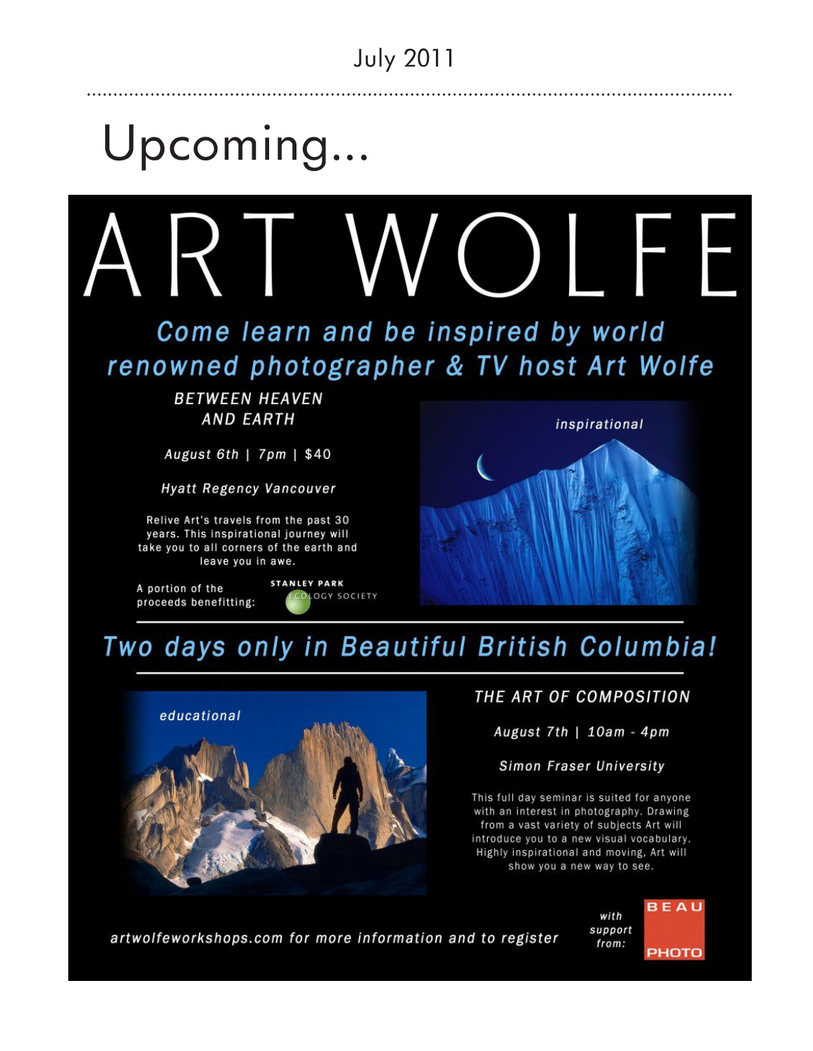July 2011

# Upcoming...

# ART WOLFE

## *Come learn and be inspired by world renowned photographer & TV host Art Wolfe*

### *BETWEEN HEAVEN AND EARTH*

*August 6th | 7pm | $40*

*Hyatt Regency Vancouver*

Relive Art's travels from the past 30 years. This inspirational journey will take you to all corners of the earth and leave you in awe.

A portion of the proceeds benefitting: STANLEY PARK ECOLOGY SOCIETY

*inspirational*

## *Two days only in Beautiful British Columbia!*

*educational*

### *THE ART OF COMPOSITION*

*August 7th | 10am - 4pm*

*Simon Fraser University*

This full day seminar is suited for anyone with an interest in photography. Drawing from a vast variety of subjects Art will introduce you to a new visual vocabulary. Highly inspirational and moving, Art will show you a new way to see.

*artwolfeworkshops.com for more information and to register*

*with support from:* BEAU PHOTO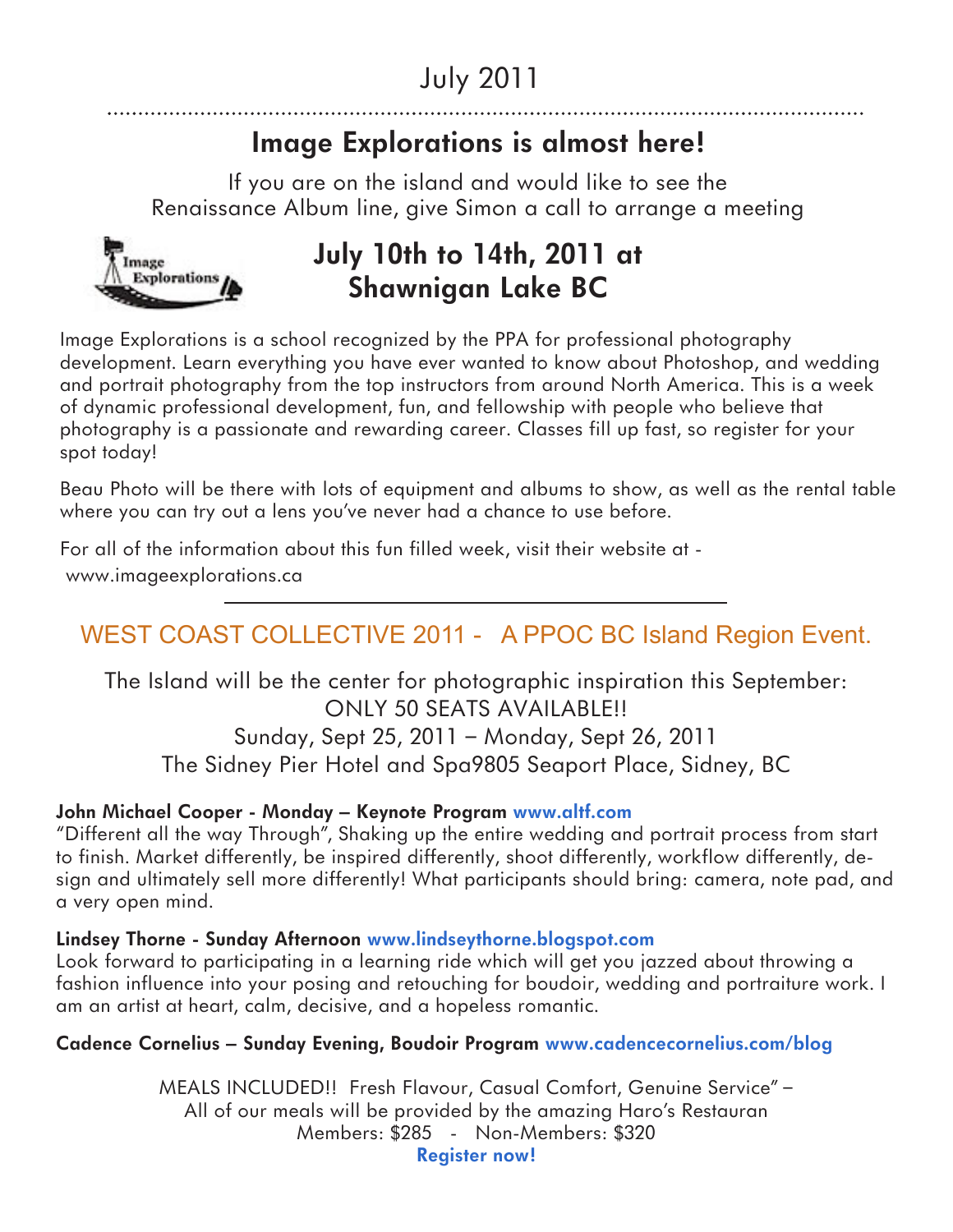July 2011

## Image Explorations is almost here!

If you are on the island and would like to see the Renaissance Album line, give Simon a call to arrange a meeting

## July 10th to 14th, 2011 at Shawnigan Lake BC

Image Explorations is a school recognized by the PPA for professional photography development. Learn everything you have ever wanted to know about Photoshop, and wedding and portrait photography from the top instructors from around North America. This is a week of dynamic professional development, fun, and fellowship with people who believe that photography is a passionate and rewarding career. Classes fill up fast, so register for your spot today!

Beau Photo will be there with lots of equipment and albums to show, as well as the rental table where you can try out a lens you've never had a chance to use before.

For all of the information about this fun filled week, visit their website at - www.imageexplorations.ca

---

## WEST COAST COLLECTIVE 2011 - A PPOC BC Island Region Event.

The Island will be the center for photographic inspiration this September:
ONLY 50 SEATS AVAILABLE!!
Sunday, Sept 25, 2011 – Monday, Sept 26, 2011
The Sidney Pier Hotel and Spa9805 Seaport Place, Sidney, BC

**John Michael Cooper - Monday – Keynote Program** **www.altf.com**
"Different all the way Through", Shaking up the entire wedding and portrait process from start to finish. Market differently, be inspired differently, shoot differently, workflow differently, design and ultimately sell more differently! What participants should bring: camera, note pad, and a very open mind.

**Lindsey Thorne - Sunday Afternoon** **www.lindseythorne.blogspot.com**
Look forward to participating in a learning ride which will get you jazzed about throwing a fashion influence into your posing and retouching for boudoir, wedding and portraiture work. I am an artist at heart, calm, decisive, and a hopeless romantic.

**Cadence Cornelius – Sunday Evening, Boudoir Program** **www.cadencecornelius.com/blog**

MEALS INCLUDED!! Fresh Flavour, Casual Comfort, Genuine Service" –
All of our meals will be provided by the amazing Haro's Restauran
Members: $285 - Non-Members: $320
**Register now!**